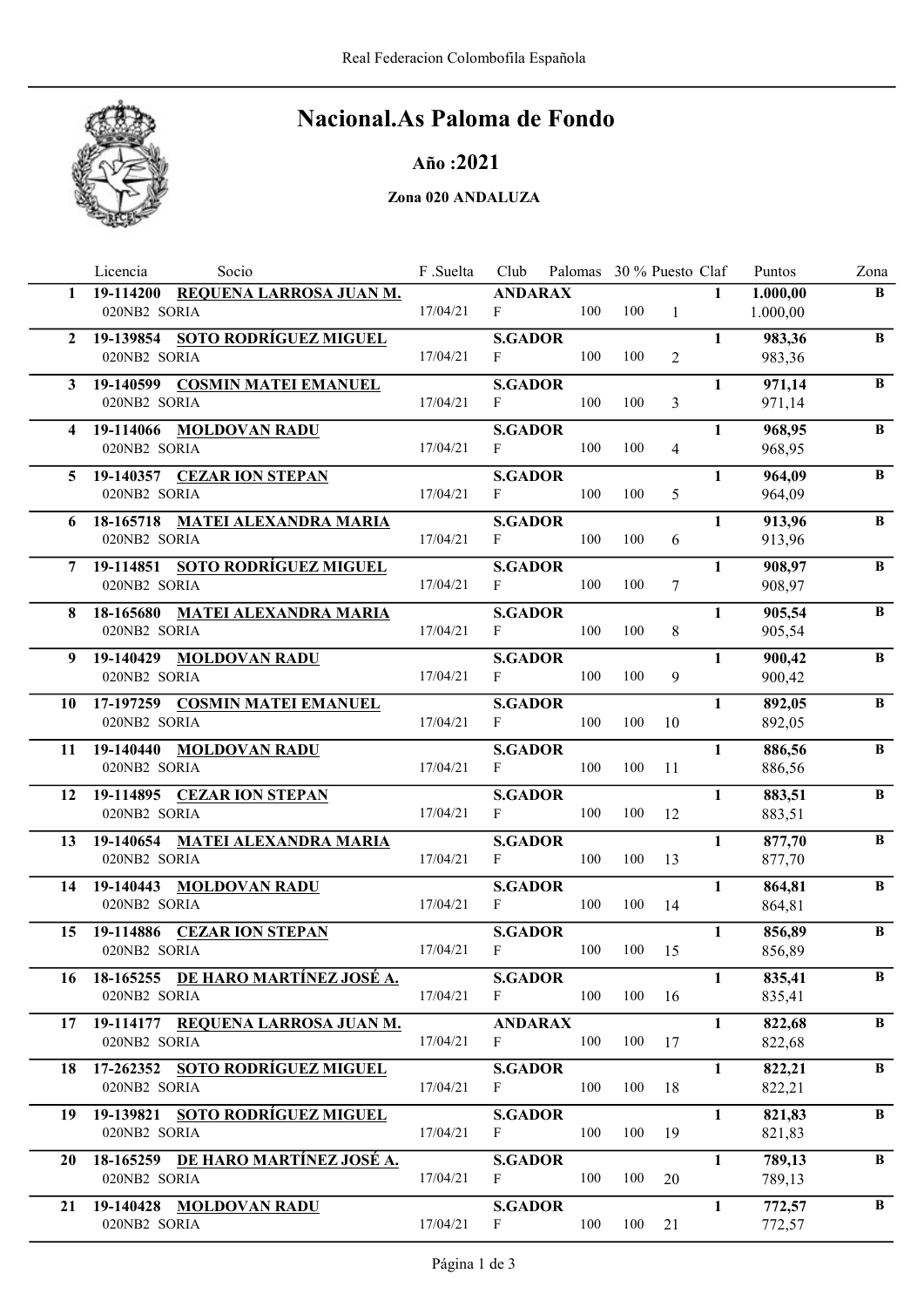# Nacional.As Paloma de Fondo

## Año :2021

### Zona 020 ANDALUZA

| | Licencia | Socio | F .Suelta | Club | Palomas | 30 % | Puesto | Claf | Puntos | Zona |
|---|---|---|---|---|---|---|---|---|---|---|
| 1 | 19-114200 | REQUENA LARROSA JUAN M. | | ANDARAX | | | | 1 | 1.000,00 | B |
| | 020NB2 SORIA | | 17/04/21 | F | 100 | 100 | 1 | | 1.000,00 | |
| 2 | 19-139854 | SOTO RODRÍGUEZ MIGUEL | | S.GADOR | | | | 1 | 983,36 | B |
| | 020NB2 SORIA | | 17/04/21 | F | 100 | 100 | 2 | | 983,36 | |
| 3 | 19-140599 | COSMIN MATEI EMANUEL | | S.GADOR | | | | 1 | 971,14 | B |
| | 020NB2 SORIA | | 17/04/21 | F | 100 | 100 | 3 | | 971,14 | |
| 4 | 19-114066 | MOLDOVAN RADU | | S.GADOR | | | | 1 | 968,95 | B |
| | 020NB2 SORIA | | 17/04/21 | F | 100 | 100 | 4 | | 968,95 | |
| 5 | 19-140357 | CEZAR ION STEPAN | | S.GADOR | | | | 1 | 964,09 | B |
| | 020NB2 SORIA | | 17/04/21 | F | 100 | 100 | 5 | | 964,09 | |
| 6 | 18-165718 | MATEI ALEXANDRA MARIA | | S.GADOR | | | | 1 | 913,96 | B |
| | 020NB2 SORIA | | 17/04/21 | F | 100 | 100 | 6 | | 913,96 | |
| 7 | 19-114851 | SOTO RODRÍGUEZ MIGUEL | | S.GADOR | | | | 1 | 908,97 | B |
| | 020NB2 SORIA | | 17/04/21 | F | 100 | 100 | 7 | | 908,97 | |
| 8 | 18-165680 | MATEI ALEXANDRA MARIA | | S.GADOR | | | | 1 | 905,54 | B |
| | 020NB2 SORIA | | 17/04/21 | F | 100 | 100 | 8 | | 905,54 | |
| 9 | 19-140429 | MOLDOVAN RADU | | S.GADOR | | | | 1 | 900,42 | B |
| | 020NB2 SORIA | | 17/04/21 | F | 100 | 100 | 9 | | 900,42 | |
| 10 | 17-197259 | COSMIN MATEI EMANUEL | | S.GADOR | | | | 1 | 892,05 | B |
| | 020NB2 SORIA | | 17/04/21 | F | 100 | 100 | 10 | | 892,05 | |
| 11 | 19-140440 | MOLDOVAN RADU | | S.GADOR | | | | 1 | 886,56 | B |
| | 020NB2 SORIA | | 17/04/21 | F | 100 | 100 | 11 | | 886,56 | |
| 12 | 19-114895 | CEZAR ION STEPAN | | S.GADOR | | | | 1 | 883,51 | B |
| | 020NB2 SORIA | | 17/04/21 | F | 100 | 100 | 12 | | 883,51 | |
| 13 | 19-140654 | MATEI ALEXANDRA MARIA | | S.GADOR | | | | 1 | 877,70 | B |
| | 020NB2 SORIA | | 17/04/21 | F | 100 | 100 | 13 | | 877,70 | |
| 14 | 19-140443 | MOLDOVAN RADU | | S.GADOR | | | | 1 | 864,81 | B |
| | 020NB2 SORIA | | 17/04/21 | F | 100 | 100 | 14 | | 864,81 | |
| 15 | 19-114886 | CEZAR ION STEPAN | | S.GADOR | | | | 1 | 856,89 | B |
| | 020NB2 SORIA | | 17/04/21 | F | 100 | 100 | 15 | | 856,89 | |
| 16 | 18-165255 | DE HARO MARTÍNEZ JOSÉ A. | | S.GADOR | | | | 1 | 835,41 | B |
| | 020NB2 SORIA | | 17/04/21 | F | 100 | 100 | 16 | | 835,41 | |
| 17 | 19-114177 | REQUENA LARROSA JUAN M. | | ANDARAX | | | | 1 | 822,68 | B |
| | 020NB2 SORIA | | 17/04/21 | F | 100 | 100 | 17 | | 822,68 | |
| 18 | 17-262352 | SOTO RODRÍGUEZ MIGUEL | | S.GADOR | | | | 1 | 822,21 | B |
| | 020NB2 SORIA | | 17/04/21 | F | 100 | 100 | 18 | | 822,21 | |
| 19 | 19-139821 | SOTO RODRÍGUEZ MIGUEL | | S.GADOR | | | | 1 | 821,83 | B |
| | 020NB2 SORIA | | 17/04/21 | F | 100 | 100 | 19 | | 821,83 | |
| 20 | 18-165259 | DE HARO MARTÍNEZ JOSÉ A. | | S.GADOR | | | | 1 | 789,13 | B |
| | 020NB2 SORIA | | 17/04/21 | F | 100 | 100 | 20 | | 789,13 | |
| 21 | 19-140428 | MOLDOVAN RADU | | S.GADOR | | | | 1 | 772,57 | B |
| | 020NB2 SORIA | | 17/04/21 | F | 100 | 100 | 21 | | 772,57 | |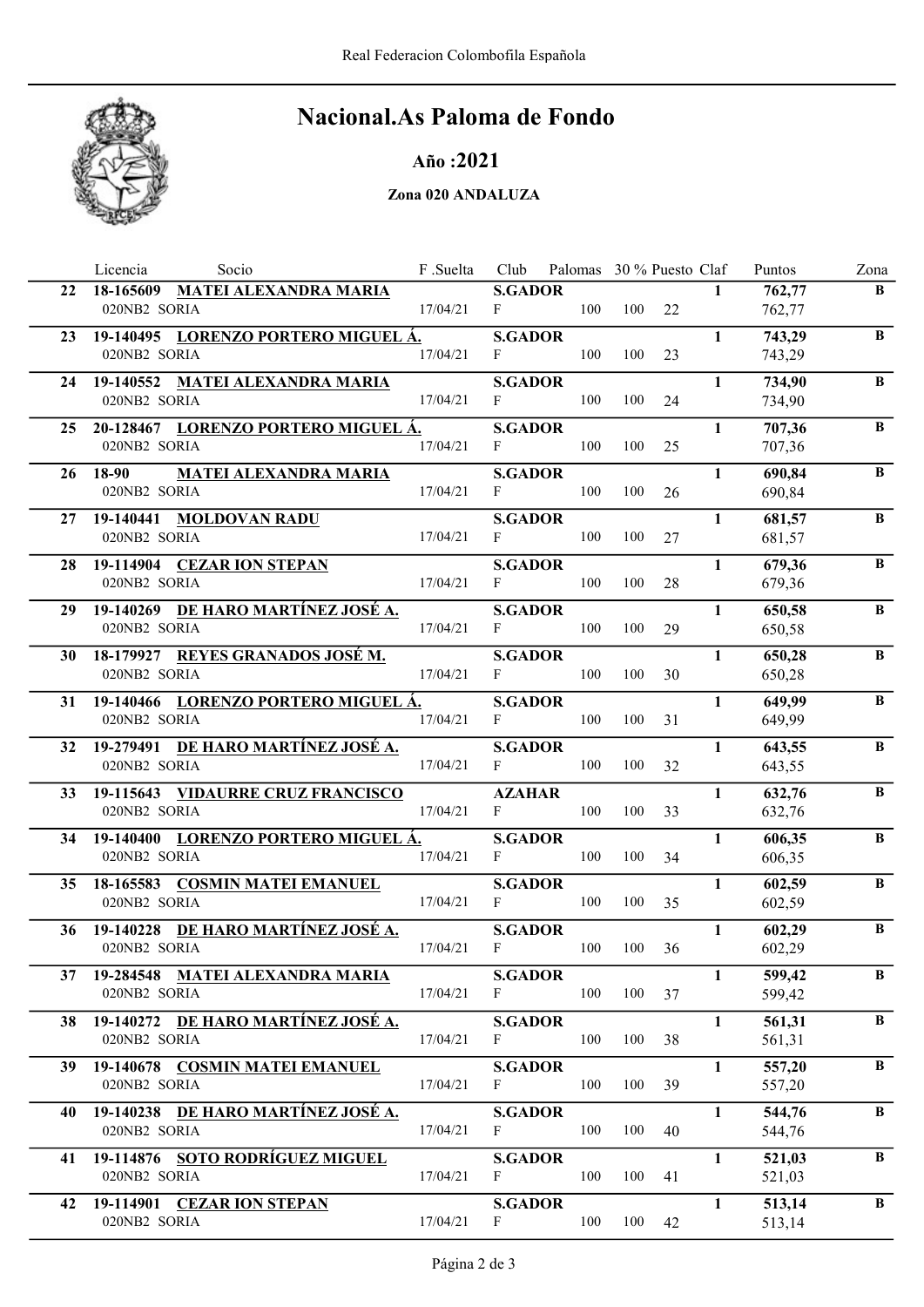Real Federacion Colombofila Española

# Nacional.As Paloma de Fondo

## Año :2021

### Zona 020 ANDALUZA

| | Licencia | Socio | F .Suelta | Club | Palomas | 30 % | Puesto | Claf | Puntos | Zona |
|---|---|---|---|---|---|---|---|---|---|---|
| **22** | **18-165609** | **MATEI ALEXANDRA MARIA** | | **S.GADOR** | | | | **1** | **762,77** | **B** |
| | 020NB2 SORIA | | 17/04/21 | F | 100 | 100 | 22 | | 762,77 | |
| **23** | **19-140495** | **LORENZO PORTERO MIGUEL Á.** | | **S.GADOR** | | | | **1** | **743,29** | **B** |
| | 020NB2 SORIA | | 17/04/21 | F | 100 | 100 | 23 | | 743,29 | |
| **24** | **19-140552** | **MATEI ALEXANDRA MARIA** | | **S.GADOR** | | | | **1** | **734,90** | **B** |
| | 020NB2 SORIA | | 17/04/21 | F | 100 | 100 | 24 | | 734,90 | |
| **25** | **20-128467** | **LORENZO PORTERO MIGUEL Á.** | | **S.GADOR** | | | | **1** | **707,36** | **B** |
| | 020NB2 SORIA | | 17/04/21 | F | 100 | 100 | 25 | | 707,36 | |
| **26** | **18-90** | **MATEI ALEXANDRA MARIA** | | **S.GADOR** | | | | **1** | **690,84** | **B** |
| | 020NB2 SORIA | | 17/04/21 | F | 100 | 100 | 26 | | 690,84 | |
| **27** | **19-140441** | **MOLDOVAN RADU** | | **S.GADOR** | | | | **1** | **681,57** | **B** |
| | 020NB2 SORIA | | 17/04/21 | F | 100 | 100 | 27 | | 681,57 | |
| **28** | **19-114904** | **CEZAR ION STEPAN** | | **S.GADOR** | | | | **1** | **679,36** | **B** |
| | 020NB2 SORIA | | 17/04/21 | F | 100 | 100 | 28 | | 679,36 | |
| **29** | **19-140269** | **DE HARO MARTÍNEZ JOSÉ A.** | | **S.GADOR** | | | | **1** | **650,58** | **B** |
| | 020NB2 SORIA | | 17/04/21 | F | 100 | 100 | 29 | | 650,58 | |
| **30** | **18-179927** | **REYES GRANADOS JOSÉ M.** | | **S.GADOR** | | | | **1** | **650,28** | **B** |
| | 020NB2 SORIA | | 17/04/21 | F | 100 | 100 | 30 | | 650,28 | |
| **31** | **19-140466** | **LORENZO PORTERO MIGUEL Á.** | | **S.GADOR** | | | | **1** | **649,99** | **B** |
| | 020NB2 SORIA | | 17/04/21 | F | 100 | 100 | 31 | | 649,99 | |
| **32** | **19-279491** | **DE HARO MARTÍNEZ JOSÉ A.** | | **S.GADOR** | | | | **1** | **643,55** | **B** |
| | 020NB2 SORIA | | 17/04/21 | F | 100 | 100 | 32 | | 643,55 | |
| **33** | **19-115643** | **VIDAURRE CRUZ FRANCISCO** | | **AZAHAR** | | | | **1** | **632,76** | **B** |
| | 020NB2 SORIA | | 17/04/21 | F | 100 | 100 | 33 | | 632,76 | |
| **34** | **19-140400** | **LORENZO PORTERO MIGUEL Á.** | | **S.GADOR** | | | | **1** | **606,35** | **B** |
| | 020NB2 SORIA | | 17/04/21 | F | 100 | 100 | 34 | | 606,35 | |
| **35** | **18-165583** | **COSMIN MATEI EMANUEL** | | **S.GADOR** | | | | **1** | **602,59** | **B** |
| | 020NB2 SORIA | | 17/04/21 | F | 100 | 100 | 35 | | 602,59 | |
| **36** | **19-140228** | **DE HARO MARTÍNEZ JOSÉ A.** | | **S.GADOR** | | | | **1** | **602,29** | **B** |
| | 020NB2 SORIA | | 17/04/21 | F | 100 | 100 | 36 | | 602,29 | |
| **37** | **19-284548** | **MATEI ALEXANDRA MARIA** | | **S.GADOR** | | | | **1** | **599,42** | **B** |
| | 020NB2 SORIA | | 17/04/21 | F | 100 | 100 | 37 | | 599,42 | |
| **38** | **19-140272** | **DE HARO MARTÍNEZ JOSÉ A.** | | **S.GADOR** | | | | **1** | **561,31** | **B** |
| | 020NB2 SORIA | | 17/04/21 | F | 100 | 100 | 38 | | 561,31 | |
| **39** | **19-140678** | **COSMIN MATEI EMANUEL** | | **S.GADOR** | | | | **1** | **557,20** | **B** |
| | 020NB2 SORIA | | 17/04/21 | F | 100 | 100 | 39 | | 557,20 | |
| **40** | **19-140238** | **DE HARO MARTÍNEZ JOSÉ A.** | | **S.GADOR** | | | | **1** | **544,76** | **B** |
| | 020NB2 SORIA | | 17/04/21 | F | 100 | 100 | 40 | | 544,76 | |
| **41** | **19-114876** | **SOTO RODRÍGUEZ MIGUEL** | | **S.GADOR** | | | | **1** | **521,03** | **B** |
| | 020NB2 SORIA | | 17/04/21 | F | 100 | 100 | 41 | | 521,03 | |
| **42** | **19-114901** | **CEZAR ION STEPAN** | | **S.GADOR** | | | | **1** | **513,14** | **B** |
| | 020NB2 SORIA | | 17/04/21 | F | 100 | 100 | 42 | | 513,14 | |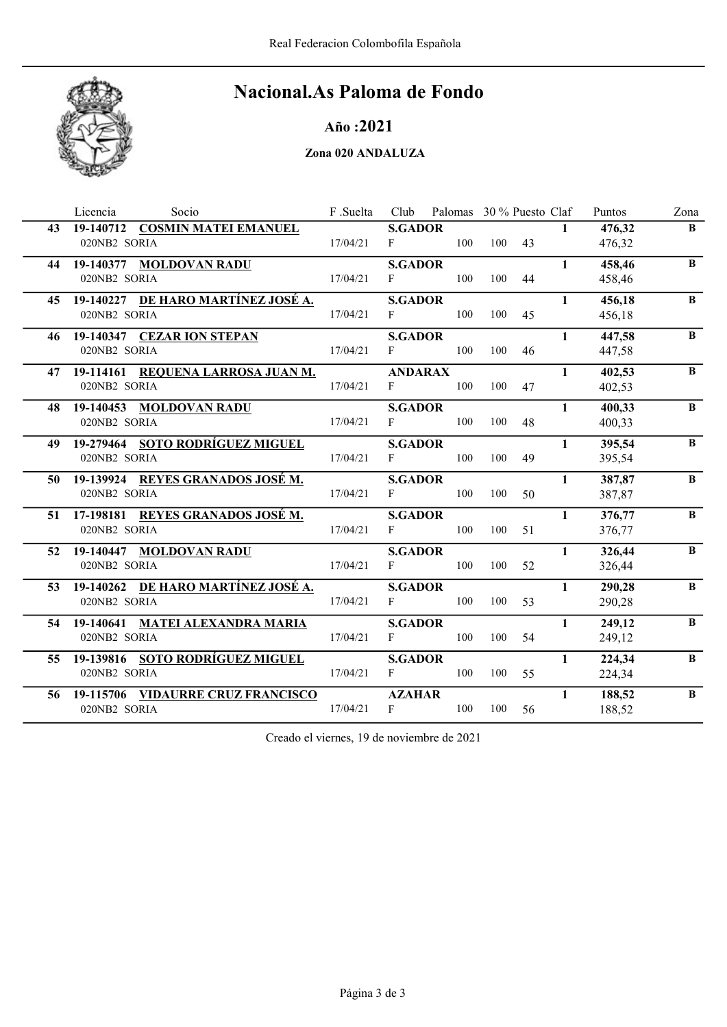# Nacional.As Paloma de Fondo

## Año :2021

### Zona 020 ANDALUZA

| | Licencia | Socio | F .Suelta | Club | Palomas | 30 % | Puesto | Claf | Puntos | Zona |
|---|---|---|---|---|---|---|---|---|---|---|
| 43 | 19-140712 | **COSMIN MATEI EMANUEL** | | **S.GADOR** | | | | **1** | **476,32** | **B** |
| | 020NB2 SORIA | | 17/04/21 | F | 100 | 100 | 43 | | 476,32 | |
| 44 | 19-140377 | **MOLDOVAN RADU** | | **S.GADOR** | | | | **1** | **458,46** | **B** |
| | 020NB2 SORIA | | 17/04/21 | F | 100 | 100 | 44 | | 458,46 | |
| 45 | 19-140227 | **DE HARO MARTÍNEZ JOSÉ A.** | | **S.GADOR** | | | | **1** | **456,18** | **B** |
| | 020NB2 SORIA | | 17/04/21 | F | 100 | 100 | 45 | | 456,18 | |
| 46 | 19-140347 | **CEZAR ION STEPAN** | | **S.GADOR** | | | | **1** | **447,58** | **B** |
| | 020NB2 SORIA | | 17/04/21 | F | 100 | 100 | 46 | | 447,58 | |
| 47 | 19-114161 | **REQUENA LARROSA JUAN M.** | | **ANDARAX** | | | | **1** | **402,53** | **B** |
| | 020NB2 SORIA | | 17/04/21 | F | 100 | 100 | 47 | | 402,53 | |
| 48 | 19-140453 | **MOLDOVAN RADU** | | **S.GADOR** | | | | **1** | **400,33** | **B** |
| | 020NB2 SORIA | | 17/04/21 | F | 100 | 100 | 48 | | 400,33 | |
| 49 | 19-279464 | **SOTO RODRÍGUEZ MIGUEL** | | **S.GADOR** | | | | **1** | **395,54** | **B** |
| | 020NB2 SORIA | | 17/04/21 | F | 100 | 100 | 49 | | 395,54 | |
| 50 | 19-139924 | **REYES GRANADOS JOSÉ M.** | | **S.GADOR** | | | | **1** | **387,87** | **B** |
| | 020NB2 SORIA | | 17/04/21 | F | 100 | 100 | 50 | | 387,87 | |
| 51 | 17-198181 | **REYES GRANADOS JOSÉ M.** | | **S.GADOR** | | | | **1** | **376,77** | **B** |
| | 020NB2 SORIA | | 17/04/21 | F | 100 | 100 | 51 | | 376,77 | |
| 52 | 19-140447 | **MOLDOVAN RADU** | | **S.GADOR** | | | | **1** | **326,44** | **B** |
| | 020NB2 SORIA | | 17/04/21 | F | 100 | 100 | 52 | | 326,44 | |
| 53 | 19-140262 | **DE HARO MARTÍNEZ JOSÉ A.** | | **S.GADOR** | | | | **1** | **290,28** | **B** |
| | 020NB2 SORIA | | 17/04/21 | F | 100 | 100 | 53 | | 290,28 | |
| 54 | 19-140641 | **MATEI ALEXANDRA MARIA** | | **S.GADOR** | | | | **1** | **249,12** | **B** |
| | 020NB2 SORIA | | 17/04/21 | F | 100 | 100 | 54 | | 249,12 | |
| 55 | 19-139816 | **SOTO RODRÍGUEZ MIGUEL** | | **S.GADOR** | | | | **1** | **224,34** | **B** |
| | 020NB2 SORIA | | 17/04/21 | F | 100 | 100 | 55 | | 224,34 | |
| 56 | 19-115706 | **VIDAURRE CRUZ FRANCISCO** | | **AZAHAR** | | | | **1** | **188,52** | **B** |
| | 020NB2 SORIA | | 17/04/21 | F | 100 | 100 | 56 | | 188,52 | |

Creado el viernes, 19 de noviembre de 2021